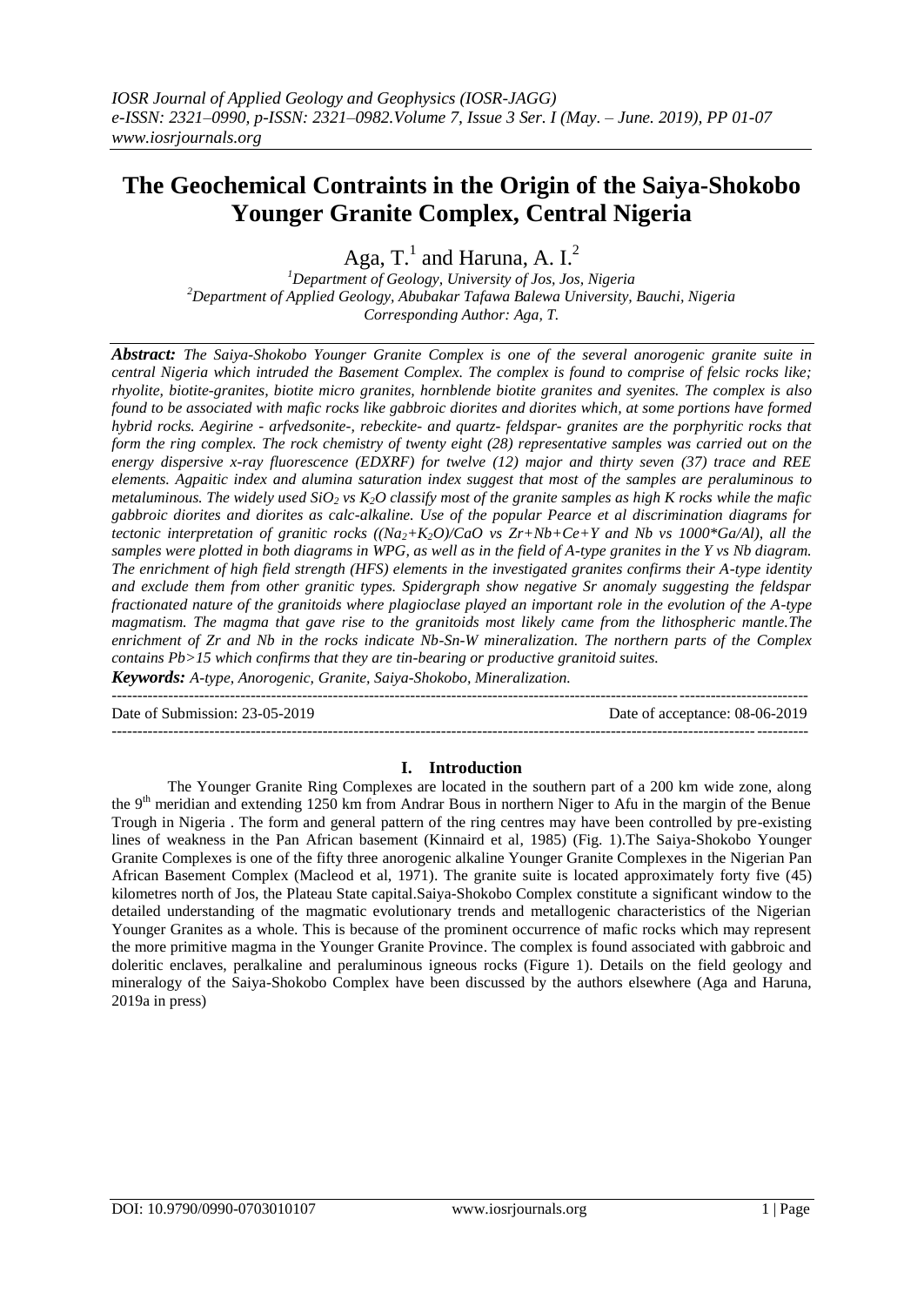# The Geochemical Contraints in the Origin of the Saiya-Shokobo Younger Granite Complex, Central Nigeria

Aga, T.[1] and Haruna, A. I.[2]

[1]Department of Geology, University of Jos, Jos, Nigeria
[2]Department of Applied Geology, Abubakar Tafawa Balewa University, Bauchi, Nigeria
Corresponding Author: Aga, T.

***Abstract:*** *The Saiya-Shokobo Younger Granite Complex is one of the several anorogenic granite suite in central Nigeria which intruded the Basement Complex. The complex is found to comprise of felsic rocks like; rhyolite, biotite-granites, biotite micro granites, hornblende biotite granites and syenites. The complex is also found to be associated with mafic rocks like gabbroic diorites and diorites which, at some portions have formed hybrid rocks. Aegirine - arfvedsonite-, rebeckite- and quartz- feldspar- granites are the porphyritic rocks that form the ring complex. The rock chemistry of twenty eight (28) representative samples was carried out on the energy dispersive x-ray fluorescence (EDXRF) for twelve (12) major and thirty seven (37) trace and REE elements. Agpaitic index and alumina saturation index suggest that most of the samples are peraluminous to metaluminous. The widely used $SiO_2$ vs $K_2O$ classify most of the granite samples as high K rocks while the mafic gabbroic diorites and diorites as calc-alkaline. Use of the popular Pearce et al discrimination diagrams for tectonic interpretation of granitic rocks ($(Na_2+K_2O)/CaO$ vs $Zr+Nb+Ce+Y$ and Nb vs $1000*Ga/Al$), all the samples were plotted in both diagrams in WPG, as well as in the field of A-type granites in the Y vs Nb diagram. The enrichment of high field strength (HFS) elements in the investigated granites confirms their A-type identity and exclude them from other granitic types. Spidergraph show negative Sr anomaly suggesting the feldspar fractionated nature of the granitoids where plagioclase played an important role in the evolution of the A-type magmatism. The magma that gave rise to the granitoids most likely came from the lithospheric mantle.The enrichment of Zr and Nb in the rocks indicate Nb-Sn-W mineralization. The northern parts of the Complex contains Pb>15 which confirms that they are tin-bearing or productive granitoid suites.*

***Keywords:*** *A-type, Anorogenic, Granite, Saiya-Shokobo, Mineralization.*

---

Date of Submission: 23-05-2019 Date of acceptance: 08-06-2019

---

## I. Introduction

The Younger Granite Ring Complexes are located in the southern part of a 200 km wide zone, along the 9th meridian and extending 1250 km from Andrar Bous in northern Niger to Afu in the margin of the Benue Trough in Nigeria . The form and general pattern of the ring centres may have been controlled by pre-existing lines of weakness in the Pan African basement (Kinnaird et al, 1985) (Fig. 1).The Saiya-Shokobo Younger Granite Complexes is one of the fifty three anorogenic alkaline Younger Granite Complexes in the Nigerian Pan African Basement Complex (Macleod et al, 1971). The granite suite is located approximately forty five (45) kilometres north of Jos, the Plateau State capital.Saiya-Shokobo Complex constitute a significant window to the detailed understanding of the magmatic evolutionary trends and metallogenic characteristics of the Nigerian Younger Granites as a whole. This is because of the prominent occurrence of mafic rocks which may represent the more primitive magma in the Younger Granite Province. The complex is found associated with gabbroic and doleritic enclaves, peralkaline and peraluminous igneous rocks (Figure 1). Details on the field geology and mineralogy of the Saiya-Shokobo Complex have been discussed by the authors elsewhere (Aga and Haruna, 2019a in press)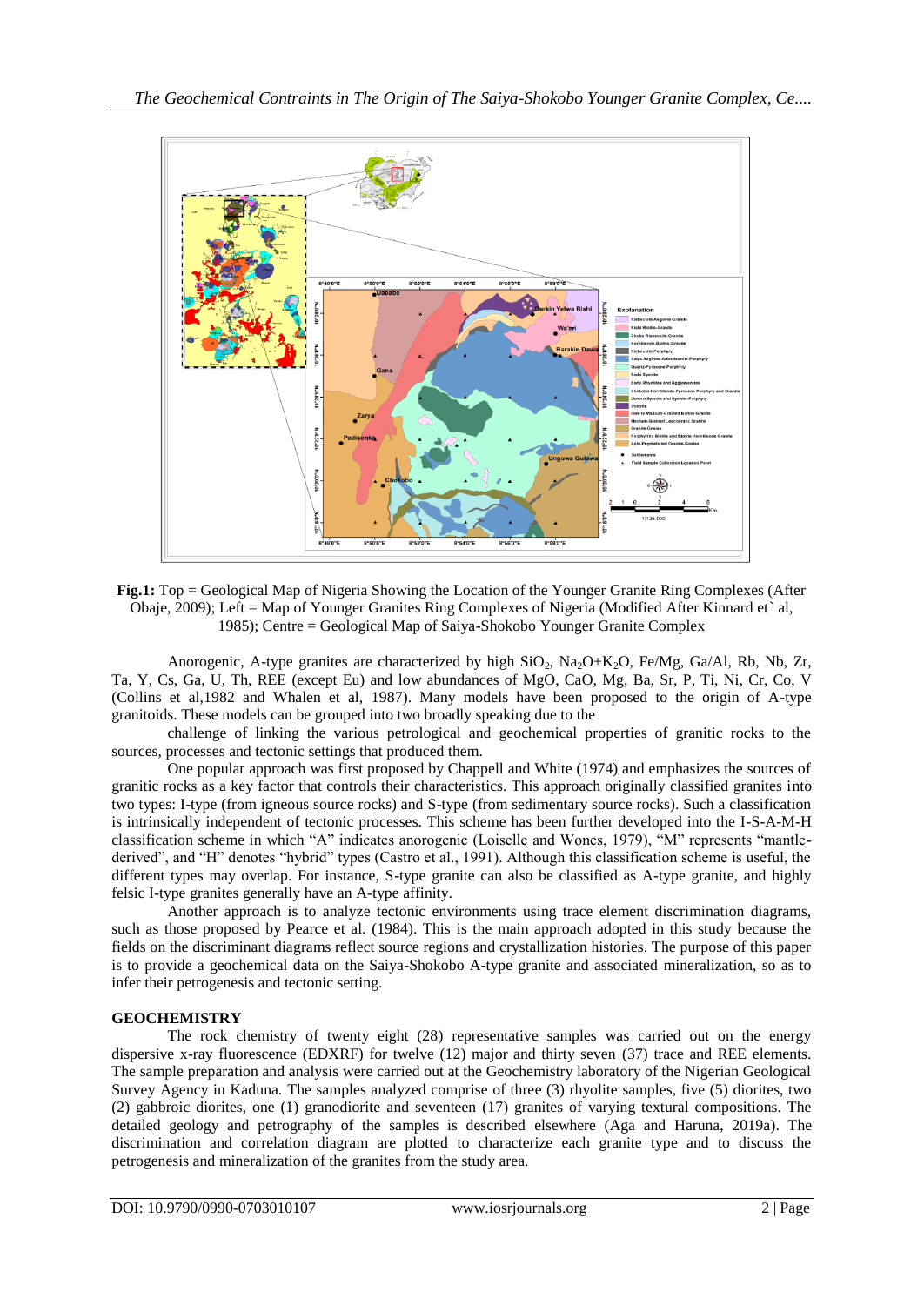**Fig.1:** Top = Geological Map of Nigeria Showing the Location of the Younger Granite Ring Complexes (After Obaje, 2009); Left = Map of Younger Granites Ring Complexes of Nigeria (Modified After Kinnard et` al, 1985); Centre = Geological Map of Saiya-Shokobo Younger Granite Complex

Anorogenic, A-type granites are characterized by high $SiO_2$, $Na_2O+K_2O$, Fe/Mg, Ga/Al, Rb, Nb, Zr, Ta, Y, Cs, Ga, U, Th, REE (except Eu) and low abundances of MgO, CaO, Mg, Ba, Sr, P, Ti, Ni, Cr, Co, V (Collins et al,1982 and Whalen et al, 1987). Many models have been proposed to the origin of A-type granitoids. These models can be grouped into two broadly speaking due to the

challenge of linking the various petrological and geochemical properties of granitic rocks to the sources, processes and tectonic settings that produced them.

One popular approach was first proposed by Chappell and White (1974) and emphasizes the sources of granitic rocks as a key factor that controls their characteristics. This approach originally classified granites into two types: I-type (from igneous source rocks) and S-type (from sedimentary source rocks). Such a classification is intrinsically independent of tectonic processes. This scheme has been further developed into the I-S-A-M-H classification scheme in which "A" indicates anorogenic (Loiselle and Wones, 1979), "M" represents "mantle-derived", and "H" denotes "hybrid" types (Castro et al., 1991). Although this classification scheme is useful, the different types may overlap. For instance, S-type granite can also be classified as A-type granite, and highly felsic I-type granites generally have an A-type affinity.

Another approach is to analyze tectonic environments using trace element discrimination diagrams, such as those proposed by Pearce et al. (1984). This is the main approach adopted in this study because the fields on the discriminant diagrams reflect source regions and crystallization histories. The purpose of this paper is to provide a geochemical data on the Saiya-Shokobo A-type granite and associated mineralization, so as to infer their petrogenesis and tectonic setting.

## GEOCHEMISTRY

The rock chemistry of twenty eight (28) representative samples was carried out on the energy dispersive x-ray fluorescence (EDXRF) for twelve (12) major and thirty seven (37) trace and REE elements. The sample preparation and analysis were carried out at the Geochemistry laboratory of the Nigerian Geological Survey Agency in Kaduna. The samples analyzed comprise of three (3) rhyolite samples, five (5) diorites, two (2) gabbroic diorites, one (1) granodiorite and seventeen (17) granites of varying textural compositions. The detailed geology and petrography of the samples is described elsewhere (Aga and Haruna, 2019a). The discrimination and correlation diagram are plotted to characterize each granite type and to discuss the petrogenesis and mineralization of the granites from the study area.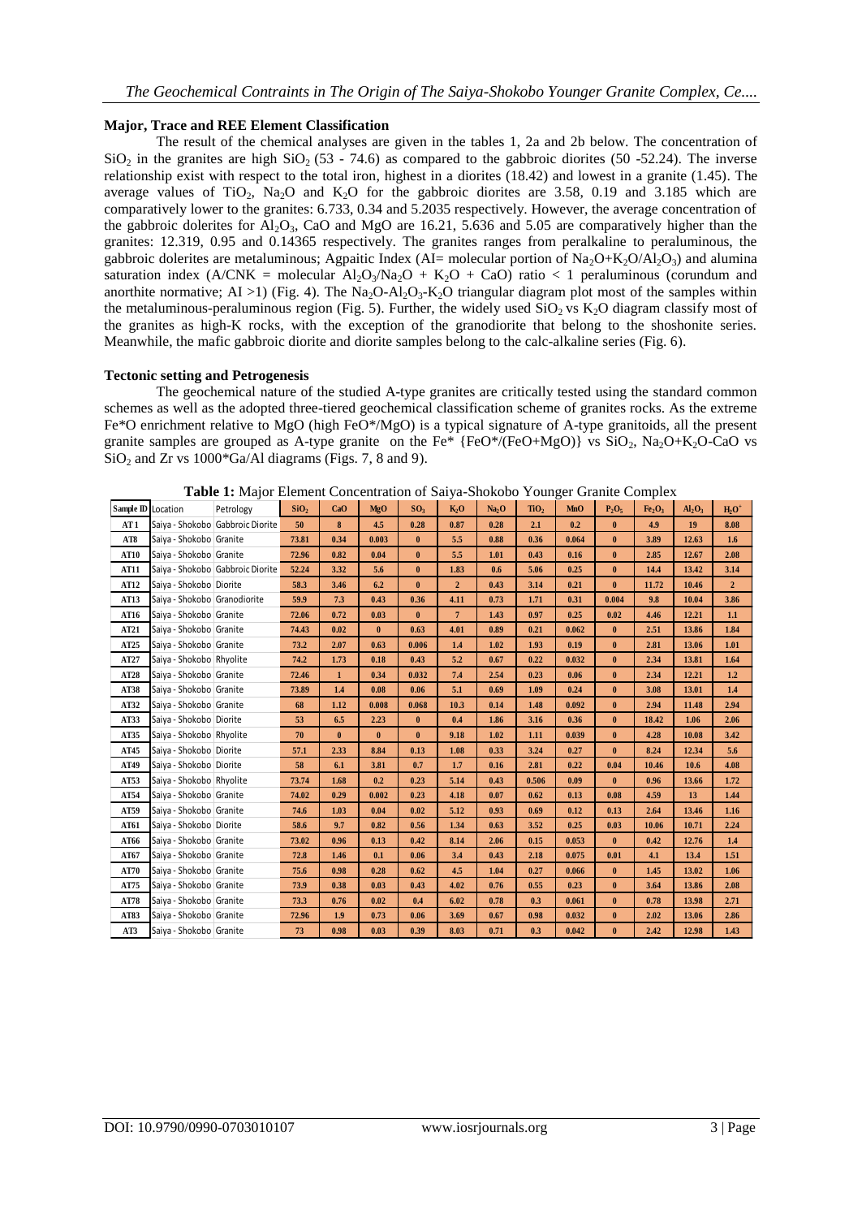### Major, Trace and REE Element Classification

The result of the chemical analyses are given in the tables 1, 2a and 2b below. The concentration of $SiO_2$ in the granites are high $SiO_2$ (53 - 74.6) as compared to the gabbroic diorites (50 -52.24). The inverse relationship exist with respect to the total iron, highest in a diorites (18.42) and lowest in a granite (1.45). The average values of $TiO_2$, $Na_2O$ and $K_2O$ for the gabbroic diorites are 3.58, 0.19 and 3.185 which are comparatively lower to the granites: 6.733, 0.34 and 5.2035 respectively. However, the average concentration of the gabbroic dolerites for $Al_2O_3$, CaO and MgO are 16.21, 5.636 and 5.05 are comparatively higher than the granites: 12.319, 0.95 and 0.14365 respectively. The granites ranges from peralkaline to peraluminous, the gabbroic dolerites are metaluminous; Agpaitic Index (AI= molecular portion of $Na_2O+K_2O/Al_2O_3$) and alumina saturation index (A/CNK = molecular $Al_2O_3/Na_2O + K_2O + CaO$) ratio < 1 peraluminous (corundum and anorthite normative; AI >1) (Fig. 4). The $Na_2O$-$Al_2O_3$-$K_2O$ triangular diagram plot most of the samples within the metaluminous-peraluminous region (Fig. 5). Further, the widely used $SiO_2$ vs $K_2O$ diagram classify most of the granites as high-K rocks, with the exception of the granodiorite that belong to the shoshonite series. Meanwhile, the mafic gabbroic diorite and diorite samples belong to the calc-alkaline series (Fig. 6).

### Tectonic setting and Petrogenesis

The geochemical nature of the studied A-type granites are critically tested using the standard common schemes as well as the adopted three-tiered geochemical classification scheme of granites rocks. As the extreme Fe*O enrichment relative to MgO (high FeO*/MgO) is a typical signature of A-type granitoids, all the present granite samples are grouped as A-type granite on the Fe* {FeO*/(FeO+MgO)} vs $SiO_2$, $Na_2O+K_2O$-CaO vs $SiO_2$ and Zr vs 1000*Ga/Al diagrams (Figs. 7, 8 and 9).

**Table 1:** Major Element Concentration of Saiya-Shokobo Younger Granite Complex

| Sample ID | Location | Petrology | $SiO_2$ | CaO | MgO | $SO_3$ | $K_2O$ | $Na_2O$ | $TiO_2$ | MnO | $P_2O_5$ | $Fe_2O_3$ | $Al_2O_3$ | $H_2O^+$ |
|---|---|---|---|---|---|---|---|---|---|---|---|---|---|---|
| AT 1 | Saiya - Shokobo | Gabbroic Diorite | 50 | 8 | 4.5 | 0.28 | 0.87 | 0.28 | 2.1 | 0.2 | 0 | 4.9 | 19 | 8.08 |
| AT8 | Saiya - Shokobo | Granite | 73.81 | 0.34 | 0.003 | 0 | 5.5 | 0.88 | 0.36 | 0.064 | 0 | 3.89 | 12.63 | 1.6 |
| AT10 | Saiya - Shokobo | Granite | 72.96 | 0.82 | 0.04 | 0 | 5.5 | 1.01 | 0.43 | 0.16 | 0 | 2.85 | 12.67 | 2.08 |
| AT11 | Saiya - Shokobo | Gabbroic Diorite | 52.24 | 3.32 | 5.6 | 0 | 1.83 | 0.6 | 5.06 | 0.25 | 0 | 14.4 | 13.42 | 3.14 |
| AT12 | Saiya - Shokobo | Diorite | 58.3 | 3.46 | 6.2 | 0 | 2 | 0.43 | 3.14 | 0.21 | 0 | 11.72 | 10.46 | 2 |
| AT13 | Saiya - Shokobo | Granodiorite | 59.9 | 7.3 | 0.43 | 0.36 | 4.11 | 0.73 | 1.71 | 0.31 | 0.004 | 9.8 | 10.04 | 3.86 |
| AT16 | Saiya - Shokobo | Granite | 72.06 | 0.72 | 0.03 | 0 | 7 | 1.43 | 0.97 | 0.25 | 0.02 | 4.46 | 12.21 | 1.1 |
| AT21 | Saiya - Shokobo | Granite | 74.43 | 0.02 | 0 | 0.63 | 4.01 | 0.89 | 0.21 | 0.062 | 0 | 2.51 | 13.86 | 1.84 |
| AT25 | Saiya - Shokobo | Granite | 73.2 | 2.07 | 0.63 | 0.006 | 1.4 | 1.02 | 1.93 | 0.19 | 0 | 2.81 | 13.06 | 1.01 |
| AT27 | Saiya - Shokobo | Rhyolite | 74.2 | 1.73 | 0.18 | 0.43 | 5.2 | 0.67 | 0.22 | 0.032 | 0 | 2.34 | 13.81 | 1.64 |
| AT28 | Saiya - Shokobo | Granite | 72.46 | 1 | 0.34 | 0.032 | 7.4 | 2.54 | 0.23 | 0.06 | 0 | 2.34 | 12.21 | 1.2 |
| AT38 | Saiya - Shokobo | Granite | 73.89 | 1.4 | 0.08 | 0.06 | 5.1 | 0.69 | 1.09 | 0.24 | 0 | 3.08 | 13.01 | 1.4 |
| AT32 | Saiya - Shokobo | Granite | 68 | 1.12 | 0.008 | 0.068 | 10.3 | 0.14 | 1.48 | 0.092 | 0 | 2.94 | 11.48 | 2.94 |
| AT33 | Saiya - Shokobo | Diorite | 53 | 6.5 | 2.23 | 0 | 0.4 | 1.86 | 3.16 | 0.36 | 0 | 18.42 | 1.06 | 2.06 |
| AT35 | Saiya - Shokobo | Rhyolite | 70 | 0 | 0 | 0 | 9.18 | 1.02 | 1.11 | 0.039 | 0 | 4.28 | 10.08 | 3.42 |
| AT45 | Saiya - Shokobo | Diorite | 57.1 | 2.33 | 8.84 | 0.13 | 1.08 | 0.33 | 3.24 | 0.27 | 0 | 8.24 | 12.34 | 5.6 |
| AT49 | Saiya - Shokobo | Diorite | 58 | 6.1 | 3.81 | 0.7 | 1.7 | 0.16 | 2.81 | 0.22 | 0.04 | 10.46 | 10.6 | 4.08 |
| AT53 | Saiya - Shokobo | Rhyolite | 73.74 | 1.68 | 0.2 | 0.23 | 5.14 | 0.43 | 0.506 | 0.09 | 0 | 0.96 | 13.66 | 1.72 |
| AT54 | Saiya - Shokobo | Granite | 74.02 | 0.29 | 0.002 | 0.23 | 4.18 | 0.07 | 0.62 | 0.13 | 0.08 | 4.59 | 13 | 1.44 |
| AT59 | Saiya - Shokobo | Granite | 74.6 | 1.03 | 0.04 | 0.02 | 5.12 | 0.93 | 0.69 | 0.12 | 0.13 | 2.64 | 13.46 | 1.16 |
| AT61 | Saiya - Shokobo | Diorite | 58.6 | 9.7 | 0.82 | 0.56 | 1.34 | 0.63 | 3.52 | 0.25 | 0.03 | 10.06 | 10.71 | 2.24 |
| AT66 | Saiya - Shokobo | Granite | 73.02 | 0.96 | 0.13 | 0.42 | 8.14 | 2.06 | 0.15 | 0.053 | 0 | 0.42 | 12.76 | 1.4 |
| AT67 | Saiya - Shokobo | Granite | 72.8 | 1.46 | 0.1 | 0.06 | 3.4 | 0.43 | 2.18 | 0.075 | 0.01 | 4.1 | 13.4 | 1.51 |
| AT70 | Saiya - Shokobo | Granite | 75.6 | 0.98 | 0.28 | 0.62 | 4.5 | 1.04 | 0.27 | 0.066 | 0 | 1.45 | 13.02 | 1.06 |
| AT75 | Saiya - Shokobo | Granite | 73.9 | 0.38 | 0.03 | 0.43 | 4.02 | 0.76 | 0.55 | 0.23 | 0 | 3.64 | 13.86 | 2.08 |
| AT78 | Saiya - Shokobo | Granite | 73.3 | 0.76 | 0.02 | 0.4 | 6.02 | 0.78 | 0.3 | 0.061 | 0 | 0.78 | 13.98 | 2.71 |
| AT83 | Saiya - Shokobo | Granite | 72.96 | 1.9 | 0.73 | 0.06 | 3.69 | 0.67 | 0.98 | 0.032 | 0 | 2.02 | 13.06 | 2.86 |
| AT3 | Saiya - Shokobo | Granite | 73 | 0.98 | 0.03 | 0.39 | 8.03 | 0.71 | 0.3 | 0.042 | 0 | 2.42 | 12.98 | 1.43 |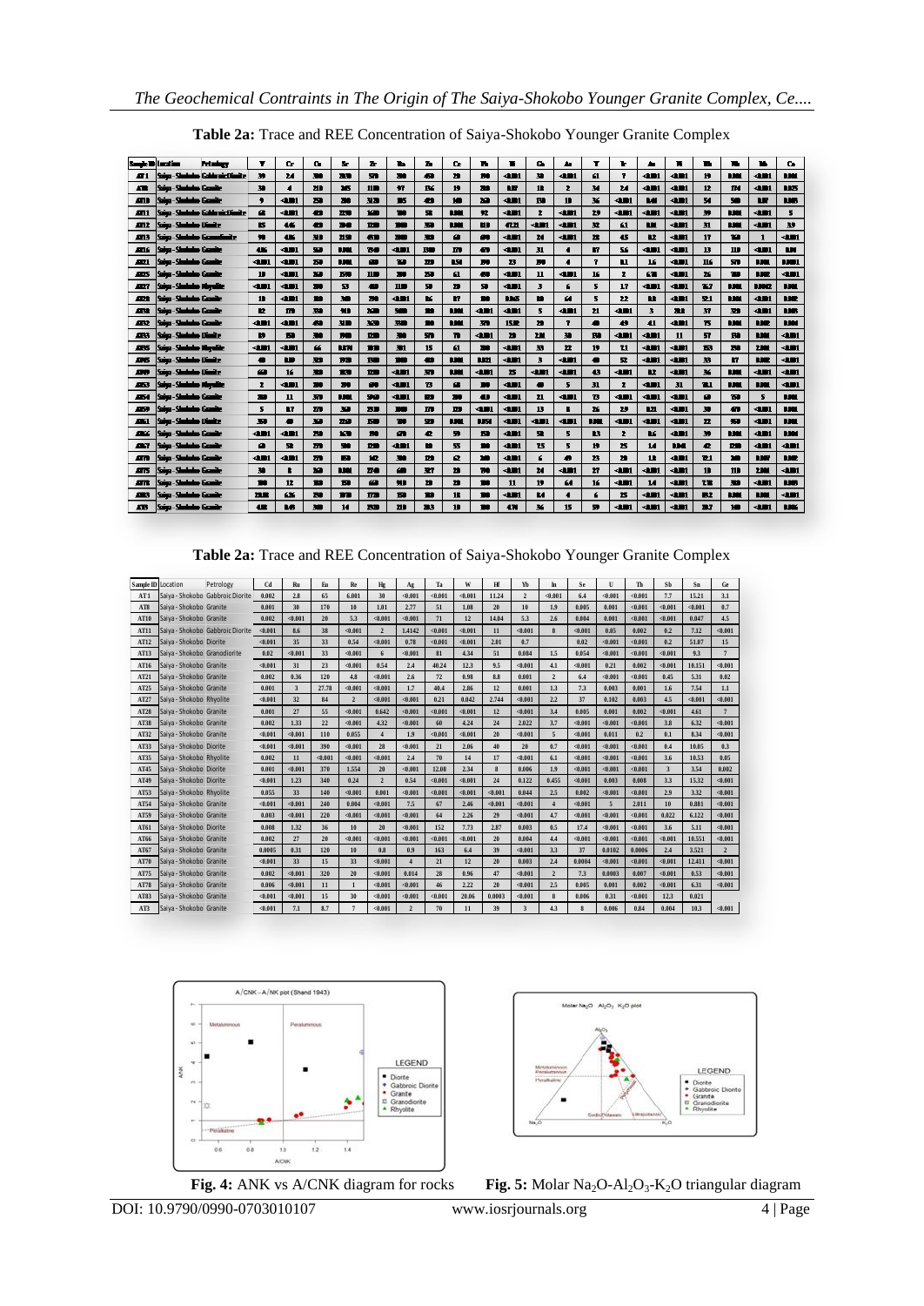**Table 2a:** Trace and REE Concentration of Saiya-Shokobo Younger Granite Complex

| Sample ID | Location | Petrology | V | Cr | Co | Sr | Zr | Ba | Zn | Ce | Pb | Bi | Cu | As | Y | Ir | Au | Pt | Rb | Nb | Mo | Cs |
|---|---|---|---|---|---|---|---|---|---|---|---|---|---|---|---|---|---|---|---|---|---|---|
| AT1 | Saiya - Shokobo | Gabbroic Diorite | 39 | 24 | 300 | 2870 | 570 | 200 | 450 | 29 | 890 | <0.001 | 30 | <0.001 | 61 | 7 | <0.001 | <0.001 | 19 | 0.001 | <0.001 | 0.004 |
| AT8 | Saiya - Shokobo | Granite | 30 | 4 | 210 | 265 | 1100 | 97 | 136 | 19 | 280 | 0.07 | 18 | 2 | 34 | 24 | <0.001 | <0.001 | 12 | 174 | <0.001 | 0.025 |
| AT10 | Saiya - Shokobo | Granite | 9 | <0.001 | 250 | 280 | 3120 | 105 | 420 | 140 | 260 | <0.001 | 130 | 10 | 36 | <0.001 | 0.41 | <0.001 | 54 | 500 | 0.07 | 0.005 |
| AT11 | Saiya - Shokobo | Gabbroic Diorite | 68 | <0.001 | 420 | 2290 | 1600 | 100 | 58 | 0.001 | 92 | <0.001 | 2 | <0.001 | 29 | <0.001 | <0.001 | <0.001 | 39 | 0.001 | <0.001 | 5 |
| AT12 | Saiya - Shokobo | Diorite | 85 | 4.6 | 420 | 2040 | 1200 | 1000 | 350 | 0.001 | 810 | 47.21 | <0.001 | <0.001 | 32 | 6.1 | 0.01 | <0.001 | 31 | 0.001 | <0.001 | 3.9 |
| AT13 | Saiya - Shokobo | Granodiorite | 90 | 4.6 | 310 | 2150 | 4910 | 2000 | 380 | 60 | 690 | <0.001 | 24 | <0.001 | 28 | 4.5 | 0.2 | <0.001 | 17 | 160 | 1 | <0.001 |
| AT16 | Saiya - Shokobo | Granite | 4.6 | <0.001 | 560 | 0.001 | 2540 | <0.001 | 1300 | 370 | 470 | <0.001 | 31 | 4 | 87 | 5.6 | <0.001 | <0.001 | 13 | 110 | <0.001 | 0.01 |
| AT21 | Saiya - Shokobo | Granite | <0.001 | <0.001 | 250 | 0.001 | 680 | 760 | 220 | 0.54 | 390 | 23 | 390 | 4 | 7 | 0.1 | 1.6 | <0.001 | 116 | 570 | 0.001 | 0.0001 |
| AT25 | Saiya - Shokobo | Granite | 10 | <0.001 | 260 | 1590 | 1100 | 200 | 250 | 61 | 450 | <0.001 | 11 | <0.001 | 16 | 2 | 6.78 | <0.001 | 26 | 760 | 0.002 | <0.001 |
| AT27 | Saiya - Shokobo | Rhyolite | <0.001 | <0.001 | 200 | 53 | 480 | 1100 | 50 | 20 | 50 | <0.001 | 3 | 6 | 5 | 1.7 | <0.001 | <0.001 | 76.7 | 0.001 | 0.0002 | 0.001 |
| AT28 | Saiya - Shokobo | Granite | 10 | <0.001 | 180 | 340 | 290 | <0.001 | 86 | 87 | 180 | 0.065 | 80 | 64 | 5 | 22 | 0.1 | <0.001 | 52.1 | 0.001 | <0.001 | 0.002 |
| AT30 | Saiya - Shokobo | Granite | 82 | 170 | 330 | 910 | 2630 | 5400 | 180 | 0.001 | <0.001 | <0.001 | 5 | <0.001 | 21 | <0.001 | 3 | 28.8 | 37 | 320 | <0.001 | 0.005 |
| AT32 | Saiya - Shokobo | Granite | <0.001 | <0.001 | 450 | 3110 | 3620 | 3340 | 180 | 0.001 | 370 | 15.12 | 29 | 7 | 40 | 49 | 4.1 | <0.001 | 75 | 0.001 | 0.002 | 0.004 |
| AT33 | Saiya - Shokobo | Diorite | 89 | 150 | 380 | 1900 | 1280 | 380 | 570 | 70 | <0.001 | 20 | 2.11 | 30 | 130 | <0.001 | <0.001 | 11 | 57 | 130 | 0.001 | <0.001 |
| AT35 | Saiya - Shokobo | Rhyolite | <0.001 | <0.001 | 66 | 0.070 | 1070 | 301 | 15 | 61 | 280 | <0.001 | 33 | 22 | 19 | 7.1 | <0.001 | <0.001 | 153 | 250 | 2.001 | <0.001 |
| AT45 | Saiya - Shokobo | Diorite | 40 | 0.09 | 320 | 1970 | 1340 | 1000 | 480 | 0.001 | 0.021 | <0.001 | 3 | <0.001 | 40 | 52 | <0.001 | <0.001 | 33 | 87 | 0.002 | <0.001 |
| AT49 | Saiya - Shokobo | Diorite | 660 | 16 | 280 | 1070 | 1280 | <0.001 | 370 | 0.001 | <0.001 | 25 | <0.001 | <0.001 | 43 | <0.001 | 0.2 | <0.001 | 36 | 0.001 | <0.001 | <0.001 |
| AT53 | Saiya - Shokobo | Rhyolite | 2 | <0.001 | 200 | 390 | 690 | <0.001 | 73 | 68 | 100 | <0.001 | 40 | 5 | 31 | 2 | <0.001 | 31 | 10.1 | 0.001 | 0.001 | <0.001 |
| AT54 | Saiya - Shokobo | Granite | 280 | 11 | 370 | 0.001 | 5940 | <0.001 | 1020 | 300 | 410 | <0.001 | 21 | <0.001 | 73 | <0.001 | <0.001 | <0.001 | 60 | 150 | 5 | 0.001 |
| AT59 | Saiya - Shokobo | Granite | 5 | 0.7 | 270 | 360 | 2510 | 1000 | 170 | 220 | <0.001 | <0.001 | 13 | 8 | 26 | 2.9 | 0.21 | <0.001 | 30 | 470 | <0.001 | 0.001 |
| AT61 | Saiya - Shokobo | Diorite | 350 | 40 | 360 | 2260 | 1580 | 100 | 520 | 0.001 | 0.054 | <0.001 | <0.001 | <0.001 | 0.001 | <0.001 | <0.001 | <0.001 | 22 | 160 | <0.001 | 0.001 |
| AT66 | Saiya - Shokobo | Granite | <0.001 | <0.001 | 250 | 1070 | 190 | 670 | 42 | 59 | 150 | <0.001 | 58 | 5 | 0.3 | 2 | 0.6 | <0.001 | 39 | 0.001 | <0.001 | 0.004 |
| AT67 | Saiya - Shokobo | Granite | 60 | 58 | 270 | 980 | 1290 | <0.001 | 80 | 55 | 180 | <0.001 | 7.5 | 5 | 19 | 25 | 1.4 | 0.041 | 42 | 1250 | <0.001 | <0.001 |
| AT70 | Saiya - Shokobo | Granite | <0.001 | <0.001 | 270 | 850 | 142 | 300 | 129 | 62 | 240 | <0.001 | 6 | 40 | 23 | 20 | 1.8 | <0.001 | 12.1 | 240 | 0.007 | 0.002 |
| AT75 | Saiya - Shokobo | Granite | 30 | 8 | 260 | 0.001 | 2740 | 60 | 327 | 20 | 790 | <0.001 | 24 | <0.001 | 27 | <0.001 | <0.001 | <0.001 | 10 | 110 | 2.001 | <0.001 |
| AT78 | Saiya - Shokobo | Granite | 100 | 12 | 180 | 150 | 660 | 910 | 20 | 20 | 100 | 11 | 19 | 64 | 16 | <0.001 | 1.4 | <0.001 | 7.18 | 380 | <0.001 | 0.009 |
| AT83 | Saiya - Shokobo | Granite | 22.8 | 6.26 | 250 | 1070 | 1770 | 150 | 180 | 18 | 100 | <0.001 | 8.4 | 4 | 6 | 25 | <0.001 | <0.001 | 89.2 | 0.001 | 0.001 | <0.001 |
| AT3 | Saiya - Shokobo | Granite | 4.18 | 0.49 | 300 | 14 | 2920 | 210 | 20.3 | 10 | 100 | 4.74 | 36 | 15 | 59 | <0.001 | <0.001 | <0.001 | 20.7 | 140 | <0.001 | 0.006 |

**Table 2a:** Trace and REE Concentration of Saiya-Shokobo Younger Granite Complex

| Sample ID | Location | Petrology | Cd | Ru | Eu | Re | Hg | Ag | Ta | W | Hf | Yb | In | Se | U | Th | Sb | Sn | Ge |
|---|---|---|---|---|---|---|---|---|---|---|---|---|---|---|---|---|---|---|---|
| AT1 | Saiya - Shokobo | Gabbroic Diorite | 0.002 | 2.8 | 65 | 6.001 | 30 | <0.001 | <0.001 | <0.001 | 11.24 | 2 | <0.001 | 6.4 | <0.001 | <0.001 | 7.7 | 15.21 | 3.1 |
| AT8 | Saiya - Shokobo | Granite | 0.001 | 30 | 170 | 10 | 1.01 | 2.77 | 51 | 1.08 | 20 | 10 | 1.9 | 0.005 | 0.001 | <0.001 | <0.001 | <0.001 | 0.7 |
| AT10 | Saiya - Shokobo | Granite | 0.002 | <0.001 | 20 | 5.3 | <0.001 | <0.001 | 71 | 12 | 14.04 | 5.3 | 2.6 | 0.004 | 0.001 | <0.001 | <0.001 | 0.047 | 4.5 |
| AT11 | Saiya - Shokobo | Gabbroic Diorite | <0.001 | 8.6 | 38 | <0.001 | 2 | 1.4142 | <0.001 | <0.001 | 11 | <0.001 | 8 | <0.001 | 0.05 | 0.002 | 0.2 | 7.12 | <0.001 |
| AT12 | Saiya - Shokobo | Diorite | <0.001 | 35 | 33 | 0.54 | <0.001 | 0.78 | <0.001 | <0.001 | 2.01 | 0.7 | | 0.02 | <0.001 | <0.001 | 0.2 | 51.07 | 15 |
| AT13 | Saiya - Shokobo | Granodiorite | 0.02 | <0.001 | 33 | <0.001 | 6 | <0.001 | 81 | 4.34 | 51 | 0.084 | 1.5 | 0.054 | <0.001 | <0.001 | <0.001 | 9.3 | 7 |
| AT16 | Saiya - Shokobo | Granite | <0.001 | 31 | 23 | <0.001 | 0.54 | 2.4 | 40.24 | 12.3 | 9.5 | <0.001 | 4.1 | <0.001 | 0.21 | 0.002 | <0.001 | 10.151 | <0.001 |
| AT21 | Saiya - Shokobo | Granite | 0.002 | 0.36 | 120 | 4.8 | <0.001 | 2.6 | 72 | 0.98 | 8.8 | 0.001 | 2 | 6.4 | <0.001 | <0.001 | 0.45 | 5.31 | 0.02 |
| AT25 | Saiya - Shokobo | Granite | 0.001 | 3 | 27.78 | <0.001 | <0.001 | 1.7 | 40.4 | 2.06 | 12 | 0.001 | 1.3 | 7.3 | 0.003 | 0.001 | 1.6 | 7.54 | 1.1 |
| AT27 | Saiya - Shokobo | Rhyolite | <0.001 | 32 | 84 | 2 | <0.001 | <0.001 | 0.21 | 0.042 | 2.744 | <0.001 | 2.2 | 37 | 0.102 | 0.003 | 4.5 | <0.001 | <0.001 |
| AT28 | Saiya - Shokobo | Granite | 0.001 | 27 | 55 | <0.001 | 0.642 | <0.001 | <0.001 | <0.001 | 12 | <0.001 | 3.4 | 0.005 | 0.001 | 0.002 | <0.001 | 4.61 | 7 |
| AT30 | Saiya - Shokobo | Granite | 0.002 | 1.33 | 22 | <0.001 | 4.32 | <0.001 | 60 | 4.24 | 24 | 2.022 | 3.7 | <0.001 | <0.001 | <0.001 | 3.8 | 6.32 | <0.001 |
| AT32 | Saiya - Shokobo | Granite | <0.001 | <0.001 | 110 | 0.055 | 4 | 1.9 | <0.001 | <0.001 | 20 | <0.001 | 5 | <0.001 | 0.011 | 0.2 | 0.1 | 8.34 | <0.001 |
| AT33 | Saiya - Shokobo | Diorite | <0.001 | <0.001 | 390 | <0.001 | 28 | <0.001 | 21 | 2.06 | 40 | 20 | 0.7 | <0.001 | <0.001 | <0.001 | 0.4 | 10.05 | 0.3 |
| AT35 | Saiya - Shokobo | Rhyolite | 0.002 | 11 | <0.001 | <0.001 | <0.001 | 2.4 | 70 | 14 | 17 | <0.001 | 6.1 | <0.001 | <0.001 | <0.001 | 3.6 | 10.53 | 0.05 |
| AT45 | Saiya - Shokobo | Diorite | 0.001 | <0.001 | 370 | 1.554 | 20 | <0.001 | 12.08 | 2.34 | 8 | 0.006 | 1.9 | <0.001 | <0.001 | <0.001 | 3 | 3.54 | 0.002 |
| AT49 | Saiya - Shokobo | Diorite | <0.001 | 1.23 | 340 | 0.24 | 2 | 0.54 | <0.001 | <0.001 | 24 | 0.122 | 0.455 | <0.001 | 0.003 | 0.008 | 3.3 | 15.32 | <0.001 |
| AT53 | Saiya - Shokobo | Rhyolite | 0.055 | 33 | 140 | <0.001 | 0.001 | <0.001 | <0.001 | <0.001 | <0.001 | 0.044 | 2.5 | 0.002 | <0.001 | <0.001 | 2.9 | 3.32 | <0.001 |
| AT54 | Saiya - Shokobo | Granite | <0.001 | <0.001 | 240 | 0.004 | <0.001 | 7.5 | 67 | 2.46 | <0.001 | <0.001 | 4 | <0.001 | 5 | 2.011 | 10 | 0.081 | <0.001 |
| AT59 | Saiya - Shokobo | Granite | 0.003 | <0.001 | 220 | <0.001 | <0.001 | <0.001 | 64 | 2.26 | 29 | <0.001 | 4.7 | <0.001 | <0.001 | <0.001 | 0.022 | 6.122 | <0.001 |
| AT61 | Saiya - Shokobo | Diorite | 0.008 | 1.32 | 36 | 10 | 20 | <0.001 | 152 | 7.73 | 2.87 | 0.003 | 0.5 | 17.4 | <0.001 | <0.001 | 3.6 | 5.11 | <0.001 |
| AT66 | Saiya - Shokobo | Granite | 0.002 | 27 | 20 | <0.001 | <0.001 | <0.001 | <0.001 | <0.001 | 20 | 0.004 | 4.4 | <0.001 | <0.001 | <0.001 | <0.001 | 10.551 | <0.001 |
| AT67 | Saiya - Shokobo | Granite | 0.0005 | 0.31 | 120 | 10 | 0.8 | 0.9 | 163 | 6.4 | 39 | <0.001 | 3.3 | 37 | 0.0102 | 0.0006 | 2.4 | 3.521 | 2 |
| AT70 | Saiya - Shokobo | Granite | <0.001 | 33 | 15 | 33 | <0.001 | 4 | 21 | 12 | 20 | 0.003 | 2.4 | 0.0004 | <0.001 | <0.001 | <0.001 | 12.411 | <0.001 |
| AT75 | Saiya - Shokobo | Granite | 0.002 | <0.001 | 320 | 20 | <0.001 | 0.014 | 28 | 0.96 | 47 | <0.001 | 2 | 7.3 | 0.0003 | 0.007 | <0.001 | 0.53 | <0.001 |
| AT78 | Saiya - Shokobo | Granite | 0.006 | <0.001 | 11 | 1 | <0.001 | <0.001 | 46 | 2.22 | 20 | <0.001 | 2.5 | 0.005 | 0.001 | 0.002 | <0.001 | 6.31 | <0.001 |
| AT83 | Saiya - Shokobo | Granite | <0.001 | <0.001 | 15 | 30 | <0.001 | <0.001 | <0.001 | 20.06 | 0.0003 | <0.001 | 8 | 0.006 | 0.31 | <0.001 | 12.3 | 0.021 | |
| AT3 | Saiya - Shokobo | Granite | <0.001 | 7.1 | 8.7 | 7 | <0.001 | 2 | 70 | 11 | 39 | 3 | 4.3 | 8 | 0.006 | 0.84 | 0.004 | 10.3 | <0.001 |

**Fig. 4:** ANK vs A/CNK diagram for rocks

**Fig. 5:** Molar $Na_2O$-$Al_2O_3$-$K_2O$ triangular diagram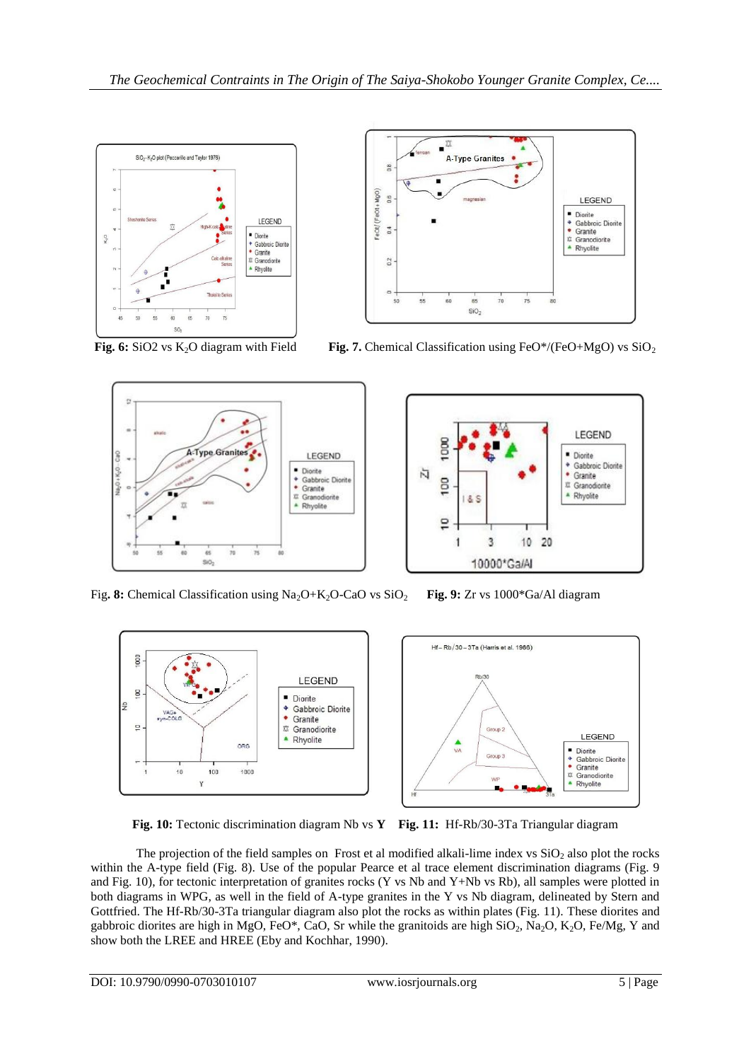**Fig. 6:** $SiO_2$ vs $K_2O$ diagram with Field

**Fig. 7.** Chemical Classification using $FeO^*/(FeO+MgO)$ vs $SiO_2$

Fig**. 8:** Chemical Classification using $Na_2O+K_2O-CaO$ vs $SiO_2$

**Fig. 9:** Zr vs 1000*Ga/Al diagram

**Fig. 10:** Tectonic discrimination diagram Nb vs **Y**

**Fig. 11:** Hf-Rb/30-3Ta Triangular diagram

The projection of the field samples on Frost et al modified alkali-lime index vs $SiO_2$ also plot the rocks within the A-type field (Fig. 8). Use of the popular Pearce et al trace element discrimination diagrams (Fig. 9 and Fig. 10), for tectonic interpretation of granites rocks (Y vs Nb and Y+Nb vs Rb), all samples were plotted in both diagrams in WPG, as well in the field of A-type granites in the Y vs Nb diagram, delineated by Stern and Gottfried. The Hf-Rb/30-3Ta triangular diagram also plot the rocks as within plates (Fig. 11). These diorites and gabbroic diorites are high in MgO, FeO*, CaO, Sr while the granitoids are high $SiO_2$, $Na_2O$, $K_2O$, Fe/Mg, Y and show both the LREE and HREE (Eby and Kochhar, 1990).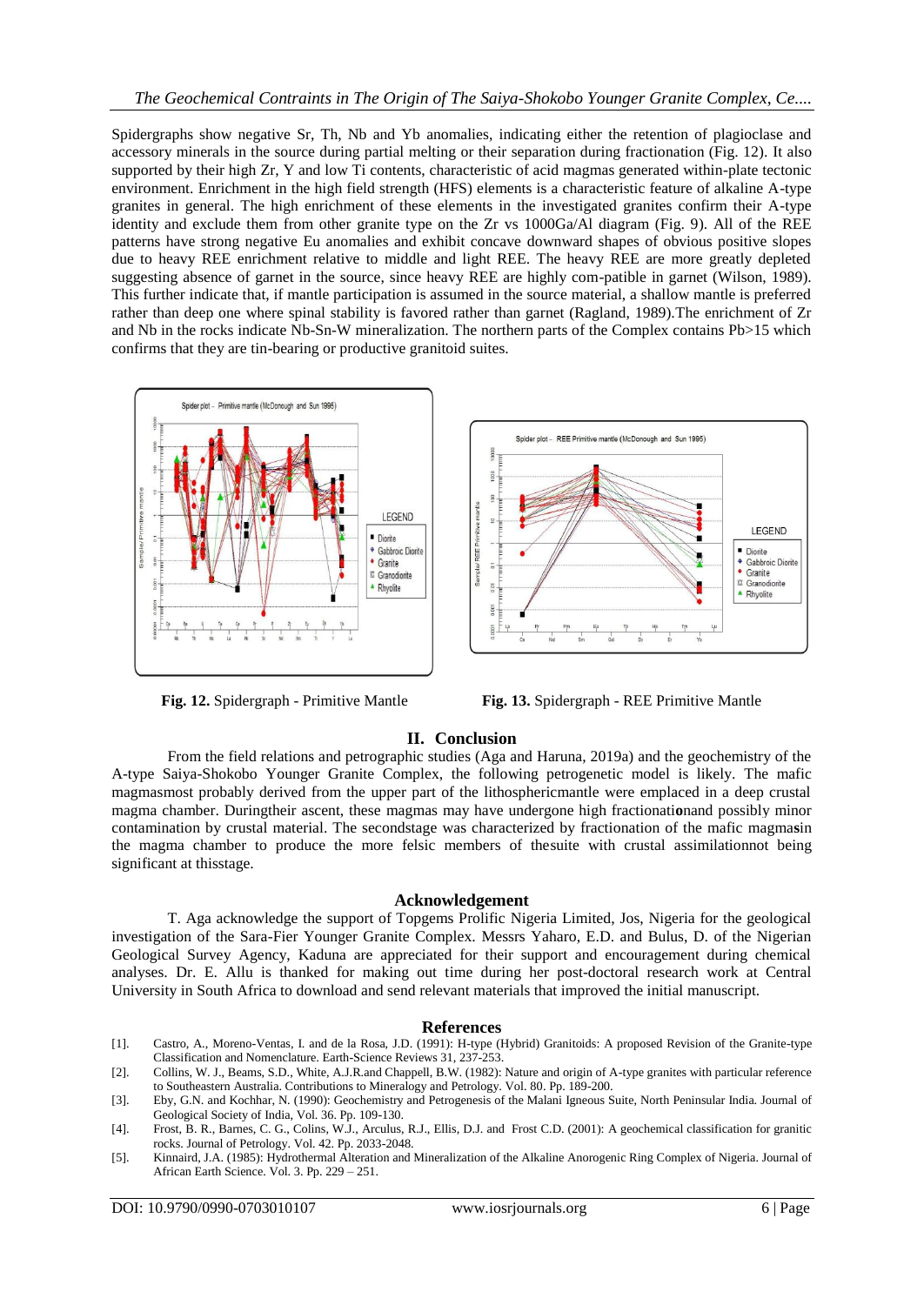Spidergraphs show negative Sr, Th, Nb and Yb anomalies, indicating either the retention of plagioclase and accessory minerals in the source during partial melting or their separation during fractionation (Fig. 12). It also supported by their high Zr, Y and low Ti contents, characteristic of acid magmas generated within-plate tectonic environment. Enrichment in the high field strength (HFS) elements is a characteristic feature of alkaline A-type granites in general. The high enrichment of these elements in the investigated granites confirm their A-type identity and exclude them from other granite type on the Zr vs 1000Ga/Al diagram (Fig. 9). All of the REE patterns have strong negative Eu anomalies and exhibit concave downward shapes of obvious positive slopes due to heavy REE enrichment relative to middle and light REE. The heavy REE are more greatly depleted suggesting absence of garnet in the source, since heavy REE are highly com-patible in garnet (Wilson, 1989). This further indicate that, if mantle participation is assumed in the source material, a shallow mantle is preferred rather than deep one where spinal stability is favored rather than garnet (Ragland, 1989).The enrichment of Zr and Nb in the rocks indicate Nb-Sn-W mineralization. The northern parts of the Complex contains Pb>15 which confirms that they are tin-bearing or productive granitoid suites.

**Fig. 12.** Spidergraph - Primitive Mantle

**Fig. 13.** Spidergraph - REE Primitive Mantle

## II. Conclusion

From the field relations and petrographic studies (Aga and Haruna, 2019a) and the geochemistry of the A-type Saiya-Shokobo Younger Granite Complex, the following petrogenetic model is likely. The mafic magmasmost probably derived from the upper part of the lithosphericmantle were emplaced in a deep crustal magma chamber. Duringtheir ascent, these magmas may have undergone high fractionati**o**nand possibly minor contamination by crustal material. The secondstage was characterized by fractionation of the mafic magma**s**in the magma chamber to produce the more felsic members of thesuite with crustal assimilationnot being significant at thisstage.

## Acknowledgement

T. Aga acknowledge the support of Topgems Prolific Nigeria Limited, Jos, Nigeria for the geological investigation of the Sara-Fier Younger Granite Complex. Messrs Yaharo, E.D. and Bulus, D. of the Nigerian Geological Survey Agency, Kaduna are appreciated for their support and encouragement during chemical analyses. Dr. E. Allu is thanked for making out time during her post-doctoral research work at Central University in South Africa to download and send relevant materials that improved the initial manuscript.

## References

[1]. Castro, A., Moreno-Ventas, I. and de la Rosa, J.D. (1991): H-type (Hybrid) Granitoids: A proposed Revision of the Granite-type Classification and Nomenclature. Earth-Science Reviews 31, 237-253.

[2]. Collins, W. J., Beams, S.D., White, A.J.R.and Chappell, B.W. (1982): Nature and origin of A-type granites with particular reference to Southeastern Australia. Contributions to Mineralogy and Petrology. Vol. 80. Pp. 189-200.

[3]. Eby, G.N. and Kochhar, N. (1990): Geochemistry and Petrogenesis of the Malani Igneous Suite, North Peninsular India. Journal of Geological Society of India, Vol. 36. Pp. 109-130.

[4]. Frost, B. R., Barnes, C. G., Colins, W.J., Arculus, R.J., Ellis, D.J. and Frost C.D. (2001): A geochemical classification for granitic rocks. Journal of Petrology. Vol. 42. Pp. 2033-2048.

[5]. Kinnaird, J.A. (1985): Hydrothermal Alteration and Mineralization of the Alkaline Anorogenic Ring Complex of Nigeria. Journal of African Earth Science. Vol. 3. Pp. 229 – 251.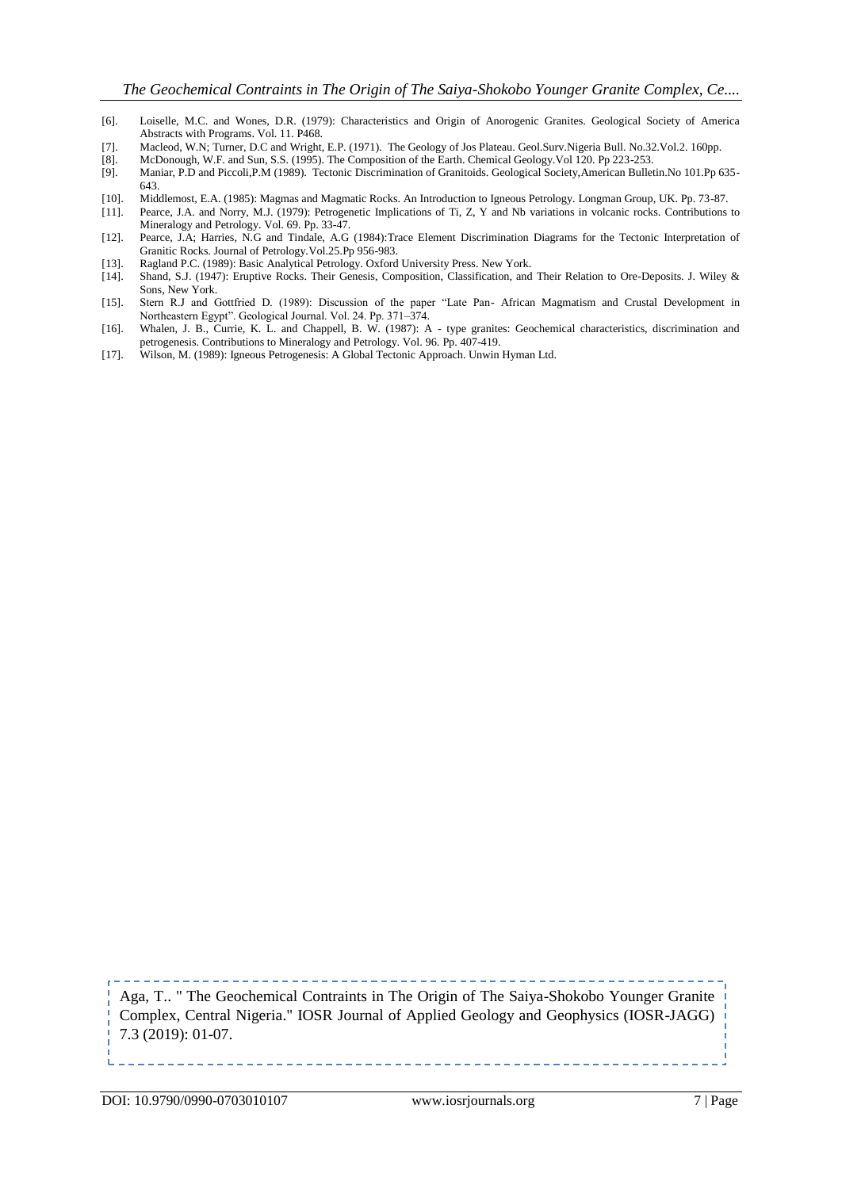[6]. Loiselle, M.C. and Wones, D.R. (1979): Characteristics and Origin of Anorogenic Granites. Geological Society of America Abstracts with Programs. Vol. 11. P468.

[7]. Macleod, W.N; Turner, D.C and Wright, E.P. (1971). The Geology of Jos Plateau. Geol.Surv.Nigeria Bull. No.32.Vol.2. 160pp.

[8]. McDonough, W.F. and Sun, S.S. (1995). The Composition of the Earth. Chemical Geology.Vol 120. Pp 223-253.

[9]. Maniar, P.D and Piccoli,P.M (1989). Tectonic Discrimination of Granitoids. Geological Society,American Bulletin.No 101.Pp 635-643.

[10]. Middlemost, E.A. (1985): Magmas and Magmatic Rocks. An Introduction to Igneous Petrology. Longman Group, UK. Pp. 73-87.

[11]. Pearce, J.A. and Norry, M.J. (1979): Petrogenetic Implications of Ti, Z, Y and Nb variations in volcanic rocks. Contributions to Mineralogy and Petrology. Vol. 69. Pp. 33-47.

[12]. Pearce, J.A; Harries, N.G and Tindale, A.G (1984):Trace Element Discrimination Diagrams for the Tectonic Interpretation of Granitic Rocks. Journal of Petrology.Vol.25.Pp 956-983.

[13]. Ragland P.C. (1989): Basic Analytical Petrology. Oxford University Press. New York.

[14]. Shand, S.J. (1947): Eruptive Rocks. Their Genesis, Composition, Classification, and Their Relation to Ore-Deposits. J. Wiley & Sons, New York.

[15]. Stern R.J and Gottfried D. (1989): Discussion of the paper "Late Pan- African Magmatism and Crustal Development in Northeastern Egypt". Geological Journal. Vol. 24. Pp. 371–374.

[16]. Whalen, J. B., Currie, K. L. and Chappell, B. W. (1987): A - type granites: Geochemical characteristics, discrimination and petrogenesis. Contributions to Mineralogy and Petrology. Vol. 96. Pp. 407-419.

[17]. Wilson, M. (1989): Igneous Petrogenesis: A Global Tectonic Approach. Unwin Hyman Ltd.

Aga, T.. " The Geochemical Contraints in The Origin of The Saiya-Shokobo Younger Granite Complex, Central Nigeria." IOSR Journal of Applied Geology and Geophysics (IOSR-JAGG) 7.3 (2019): 01-07.